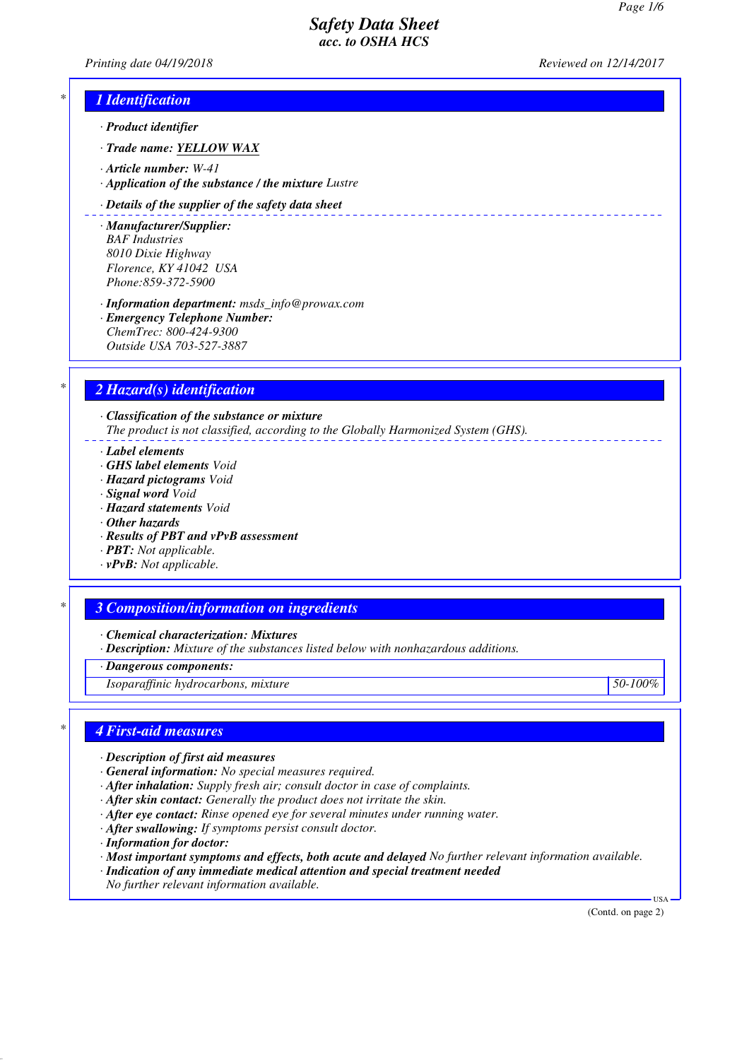# Safety Data Sheet
## acc. to OSHA HCS

Printing date 04/19/2018 Reviewed on 12/14/2017

## 1 Identification

· **Product identifier**

· **Trade name:** **YELLOW WAX**

· **Article number:** W-41

· **Application of the substance / the mixture** Lustre

· **Details of the supplier of the safety data sheet**

· **Manufacturer/Supplier:**
BAF Industries
8010 Dixie Highway
Florence, KY 41042 USA
Phone:859-372-5900

· **Information department:** msds_info@prowax.com

· **Emergency Telephone Number:**
ChemTrec: 800-424-9300
Outside USA 703-527-3887

## 2 Hazard(s) identification

· **Classification of the substance or mixture**
The product is not classified, according to the Globally Harmonized System (GHS).

· **Label elements**
· **GHS label elements** Void
· **Hazard pictograms** Void
· **Signal word** Void
· **Hazard statements** Void
· **Other hazards**
· **Results of PBT and vPvB assessment**
· **PBT:** Not applicable.
· **vPvB:** Not applicable.

## 3 Composition/information on ingredients

· **Chemical characterization: Mixtures**
· **Description:** Mixture of the substances listed below with nonhazardous additions.

| · Dangerous components: | |
|---|---|
| Isoparaffinic hydrocarbons, mixture | 50-100% |

## 4 First-aid measures

· **Description of first aid measures**
· **General information:** No special measures required.
· **After inhalation:** Supply fresh air; consult doctor in case of complaints.
· **After skin contact:** Generally the product does not irritate the skin.
· **After eye contact:** Rinse opened eye for several minutes under running water.
· **After swallowing:** If symptoms persist consult doctor.
· **Information for doctor:**
· **Most important symptoms and effects, both acute and delayed** No further relevant information available.
· **Indication of any immediate medical attention and special treatment needed**
No further relevant information available.

(Contd. on page 2)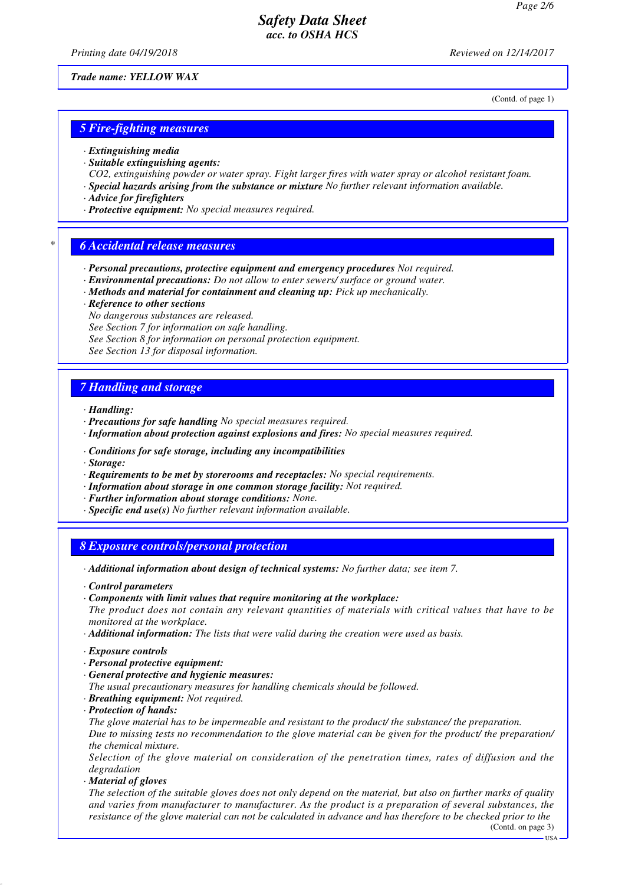Trade name: YELLOW WAX

(Contd. of page 1)

## 5 Fire-fighting measures

· **Extinguishing media**
· **Suitable extinguishing agents:**
CO2, extinguishing powder or water spray. Fight larger fires with water spray or alcohol resistant foam.
· **Special hazards arising from the substance or mixture** No further relevant information available.
· **Advice for firefighters**
· **Protective equipment:** No special measures required.

## * 6 Accidental release measures

· **Personal precautions, protective equipment and emergency procedures** Not required.
· **Environmental precautions:** Do not allow to enter sewers/ surface or ground water.
· **Methods and material for containment and cleaning up:** Pick up mechanically.
· **Reference to other sections**
No dangerous substances are released.
See Section 7 for information on safe handling.
See Section 8 for information on personal protection equipment.
See Section 13 for disposal information.

## 7 Handling and storage

· **Handling:**
· **Precautions for safe handling** No special measures required.
· **Information about protection against explosions and fires:** No special measures required.

· **Conditions for safe storage, including any incompatibilities**
· **Storage:**
· **Requirements to be met by storerooms and receptacles:** No special requirements.
· **Information about storage in one common storage facility:** Not required.
· **Further information about storage conditions:** None.
· **Specific end use(s)** No further relevant information available.

## 8 Exposure controls/personal protection

· **Additional information about design of technical systems:** No further data; see item 7.

· **Control parameters**
· **Components with limit values that require monitoring at the workplace:**
The product does not contain any relevant quantities of materials with critical values that have to be monitored at the workplace.
· **Additional information:** The lists that were valid during the creation were used as basis.

· **Exposure controls**
· **Personal protective equipment:**
· **General protective and hygienic measures:**
The usual precautionary measures for handling chemicals should be followed.
· **Breathing equipment:** Not required.
· **Protection of hands:**
The glove material has to be impermeable and resistant to the product/ the substance/ the preparation.
Due to missing tests no recommendation to the glove material can be given for the product/ the preparation/ the chemical mixture.
Selection of the glove material on consideration of the penetration times, rates of diffusion and the degradation
· **Material of gloves**
The selection of the suitable gloves does not only depend on the material, but also on further marks of quality and varies from manufacturer to manufacturer. As the product is a preparation of several substances, the resistance of the glove material can not be calculated in advance and has therefore to be checked prior to the

(Contd. on page 3)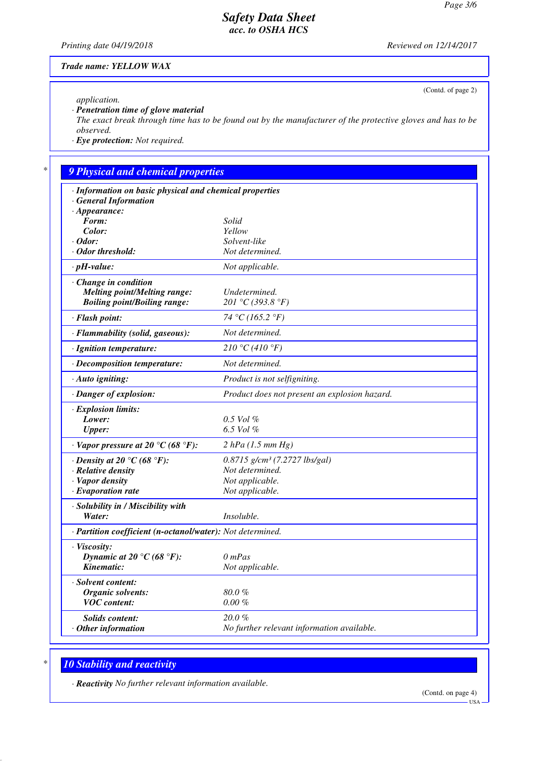Trade name: YELLOW WAX

(Contd. of page 2)

application.

· **Penetration time of glove material**
The exact break through time has to be found out by the manufacturer of the protective gloves and has to be observed.

· **Eye protection:** Not required.

## 9 Physical and chemical properties

· **Information on basic physical and chemical properties**
· **General Information**

| | |
|---|---|
| · **Appearance:** | |
| **Form:** | Solid |
| **Color:** | Yellow |
| · **Odor:** | Solvent-like |
| · **Odor threshold:** | Not determined. |
| · **pH-value:** | Not applicable. |
| · **Change in condition** | |
| **Melting point/Melting range:** | Undetermined. |
| **Boiling point/Boiling range:** | 201 °C (393.8 °F) |
| · **Flash point:** | 74 °C (165.2 °F) |
| · **Flammability (solid, gaseous):** | Not determined. |
| · **Ignition temperature:** | 210 °C (410 °F) |
| · **Decomposition temperature:** | Not determined. |
| · **Auto igniting:** | Product is not selfigniting. |
| · **Danger of explosion:** | Product does not present an explosion hazard. |
| · **Explosion limits:** | |
| **Lower:** | 0.5 Vol % |
| **Upper:** | 6.5 Vol % |
| · **Vapor pressure at 20 °C (68 °F):** | 2 hPa (1.5 mm Hg) |
| · **Density at 20 °C (68 °F):** | 0.8715 g/cm³ (7.2727 lbs/gal) |
| · **Relative density** | Not determined. |
| · **Vapor density** | Not applicable. |
| · **Evaporation rate** | Not applicable. |
| · **Solubility in / Miscibility with** | |
| **Water:** | Insoluble. |
| · **Partition coefficient (n-octanol/water):** | Not determined. |
| · **Viscosity:** | |
| **Dynamic at 20 °C (68 °F):** | 0 mPas |
| **Kinematic:** | Not applicable. |
| · **Solvent content:** | |
| **Organic solvents:** | 80.0 % |
| **VOC content:** | 0.00 % |
| **Solids content:** | 20.0 % |
| · **Other information** | No further relevant information available. |

## 10 Stability and reactivity

· **Reactivity** No further relevant information available.

(Contd. on page 4)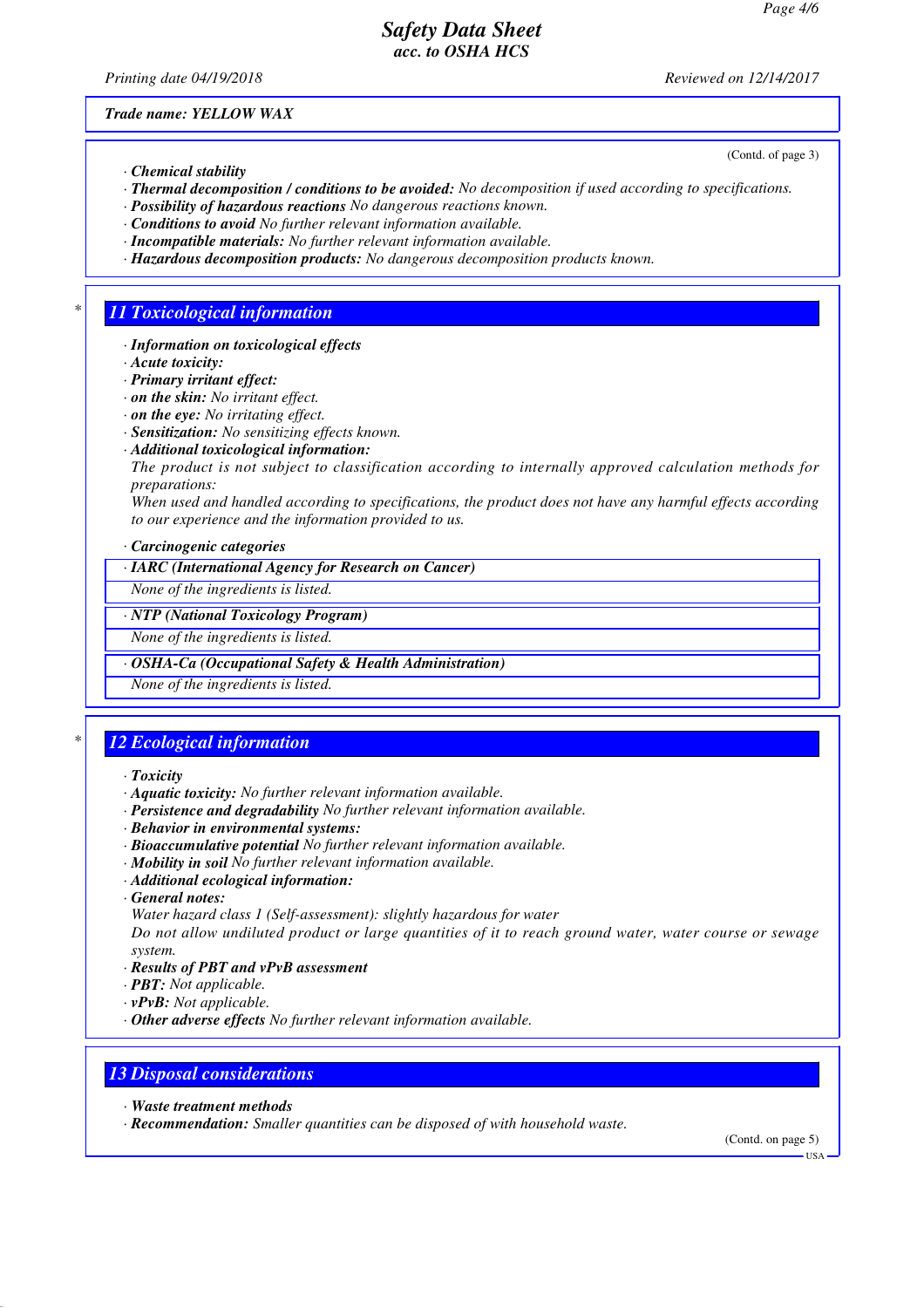Trade name: YELLOW WAX

(Contd. of page 3)

· **Chemical stability**
· ***Thermal decomposition / conditions to be avoided:*** *No decomposition if used according to specifications.*
· ***Possibility of hazardous reactions*** *No dangerous reactions known.*
· ***Conditions to avoid*** *No further relevant information available.*
· ***Incompatible materials:*** *No further relevant information available.*
· ***Hazardous decomposition products:*** *No dangerous decomposition products known.*

## * 11 Toxicological information

· ***Information on toxicological effects***
· ***Acute toxicity:***
· ***Primary irritant effect:***
· ***on the skin:*** *No irritant effect.*
· ***on the eye:*** *No irritating effect.*
· ***Sensitization:*** *No sensitizing effects known.*
· ***Additional toxicological information:***
*The product is not subject to classification according to internally approved calculation methods for preparations:*
*When used and handled according to specifications, the product does not have any harmful effects according to our experience and the information provided to us.*

· ***Carcinogenic categories***

| · IARC (International Agency for Research on Cancer) |
|---|
| None of the ingredients is listed. |

| · NTP (National Toxicology Program) |
|---|
| None of the ingredients is listed. |

| · OSHA-Ca (Occupational Safety & Health Administration) |
|---|
| None of the ingredients is listed. |

## * 12 Ecological information

· ***Toxicity***
· ***Aquatic toxicity:*** *No further relevant information available.*
· ***Persistence and degradability*** *No further relevant information available.*
· ***Behavior in environmental systems:***
· ***Bioaccumulative potential*** *No further relevant information available.*
· ***Mobility in soil*** *No further relevant information available.*
· ***Additional ecological information:***
· ***General notes:***
*Water hazard class 1 (Self-assessment): slightly hazardous for water*
*Do not allow undiluted product or large quantities of it to reach ground water, water course or sewage system.*
· ***Results of PBT and vPvB assessment***
· ***PBT:*** *Not applicable.*
· ***vPvB:*** *Not applicable.*
· ***Other adverse effects*** *No further relevant information available.*

## 13 Disposal considerations

· ***Waste treatment methods***
· ***Recommendation:*** *Smaller quantities can be disposed of with household waste.*

(Contd. on page 5)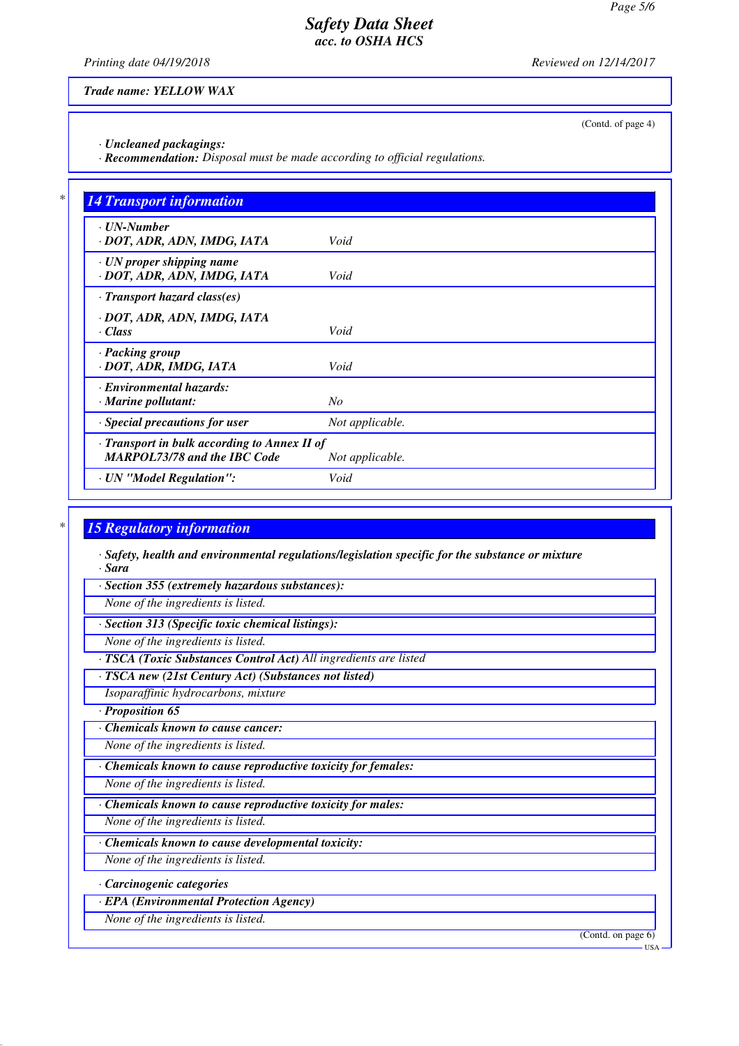Trade name: YELLOW WAX

(Contd. of page 4)

· **Uncleaned packagings:**
· **Recommendation:** Disposal must be made according to official regulations.

## 14 Transport information

| | |
|---|---|
| · **UN-Number** · **DOT, ADR, ADN, IMDG, IATA** | Void |
| · **UN proper shipping name** · **DOT, ADR, ADN, IMDG, IATA** | Void |
| · **Transport hazard class(es)** · **DOT, ADR, ADN, IMDG, IATA** · **Class** | Void |
| · **Packing group** · **DOT, ADR, IMDG, IATA** | Void |
| · **Environmental hazards:** · **Marine pollutant:** | No |
| · **Special precautions for user** | Not applicable. |
| · **Transport in bulk according to Annex II of MARPOL73/78 and the IBC Code** | Not applicable. |
| · **UN "Model Regulation":** | Void |

## 15 Regulatory information

· **Safety, health and environmental regulations/legislation specific for the substance or mixture**
· **Sara**

· **Section 355 (extremely hazardous substances):**
None of the ingredients is listed.

· **Section 313 (Specific toxic chemical listings):**
None of the ingredients is listed.

· **TSCA (Toxic Substances Control Act)** All ingredients are listed

· **TSCA new (21st Century Act) (Substances not listed)**
Isoparaffinic hydrocarbons, mixture

· **Proposition 65**

· **Chemicals known to cause cancer:**
None of the ingredients is listed.

· **Chemicals known to cause reproductive toxicity for females:**
None of the ingredients is listed.

· **Chemicals known to cause reproductive toxicity for males:**
None of the ingredients is listed.

· **Chemicals known to cause developmental toxicity:**
None of the ingredients is listed.

· **Carcinogenic categories**

· **EPA (Environmental Protection Agency)**
None of the ingredients is listed.

(Contd. on page 6)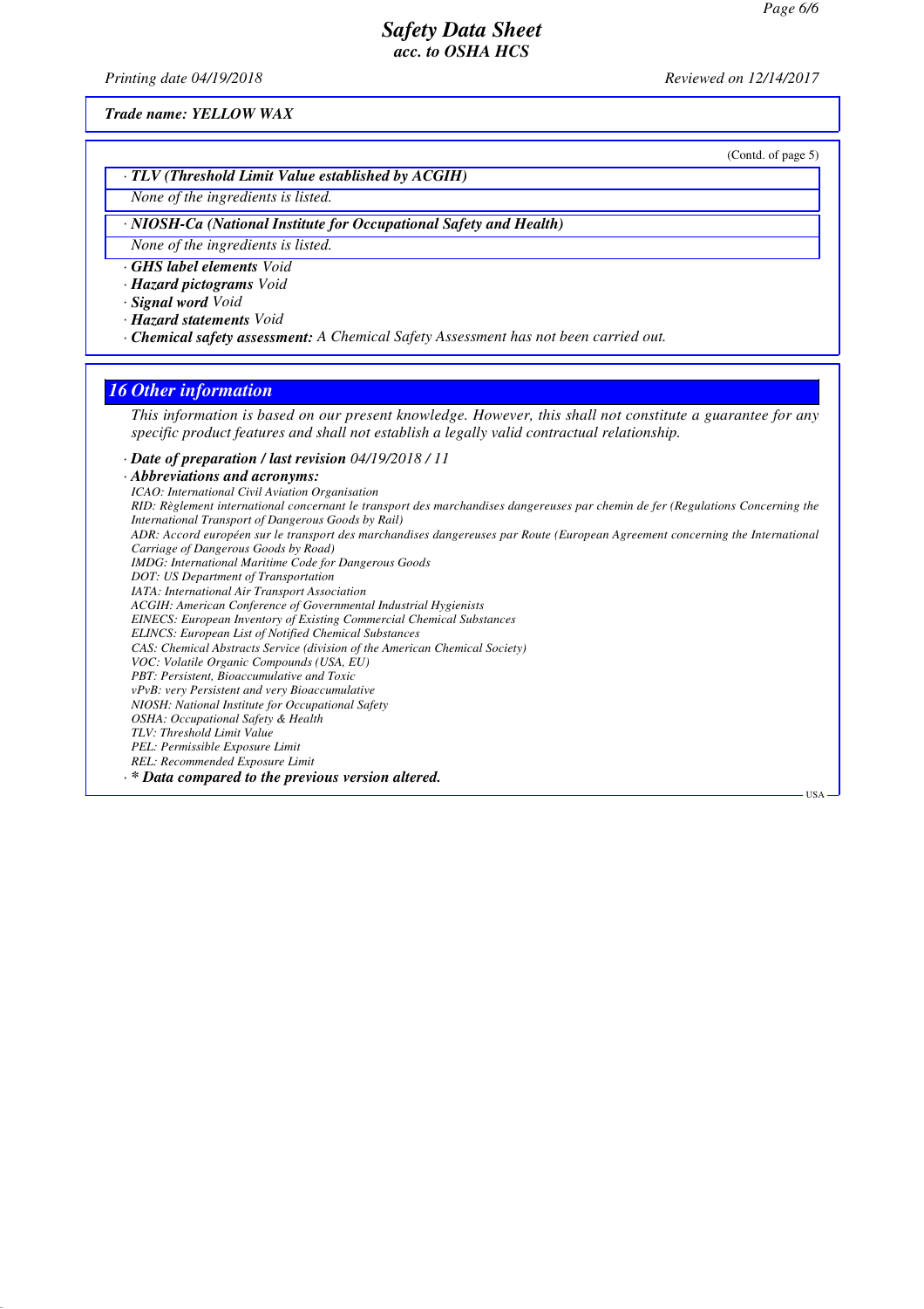**Trade name: YELLOW WAX**

(Contd. of page 5)

· **TLV (Threshold Limit Value established by ACGIH)**

None of the ingredients is listed.

· **NIOSH-Ca (National Institute for Occupational Safety and Health)**

None of the ingredients is listed.

· **GHS label elements** Void
· **Hazard pictograms** Void
· **Signal word** Void
· **Hazard statements** Void
· **Chemical safety assessment:** A Chemical Safety Assessment has not been carried out.

## 16 Other information

This information is based on our present knowledge. However, this shall not constitute a guarantee for any specific product features and shall not establish a legally valid contractual relationship.

· **Date of preparation / last revision** 04/19/2018 / 11

· **Abbreviations and acronyms:**

ICAO: International Civil Aviation Organisation
RID: Règlement international concernant le transport des marchandises dangereuses par chemin de fer (Regulations Concerning the International Transport of Dangerous Goods by Rail)
ADR: Accord européen sur le transport des marchandises dangereuses par Route (European Agreement concerning the International Carriage of Dangerous Goods by Road)
IMDG: International Maritime Code for Dangerous Goods
DOT: US Department of Transportation
IATA: International Air Transport Association
ACGIH: American Conference of Governmental Industrial Hygienists
EINECS: European Inventory of Existing Commercial Chemical Substances
ELINCS: European List of Notified Chemical Substances
CAS: Chemical Abstracts Service (division of the American Chemical Society)
VOC: Volatile Organic Compounds (USA, EU)
PBT: Persistent, Bioaccumulative and Toxic
vPvB: very Persistent and very Bioaccumulative
NIOSH: National Institute for Occupational Safety
OSHA: Occupational Safety & Health
TLV: Threshold Limit Value
PEL: Permissible Exposure Limit
REL: Recommended Exposure Limit

· *** Data compared to the previous version altered.**

USA